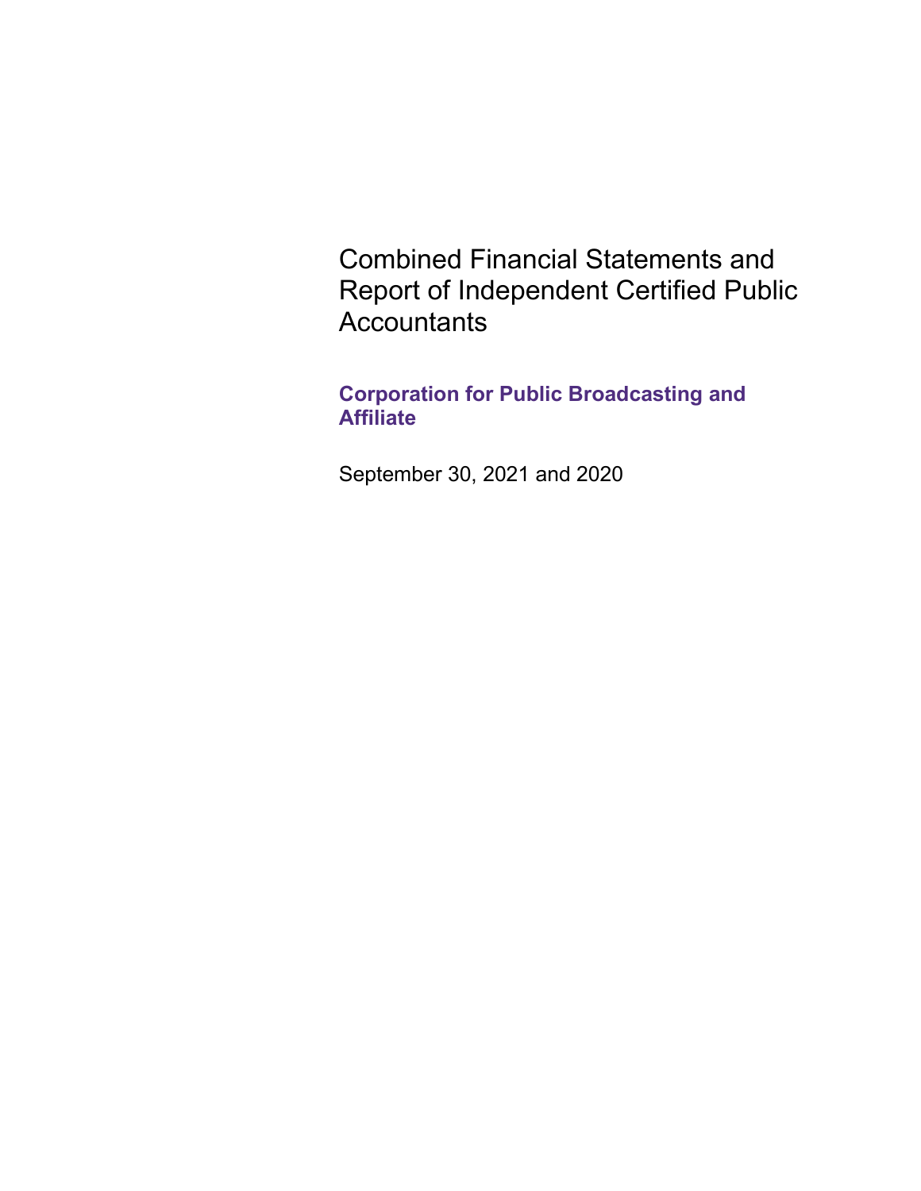# Combined Financial Statements and Report of Independent Certified Public Accountants

## Corporation for Public Broadcasting and Affiliate

September 30, 2021 and 2020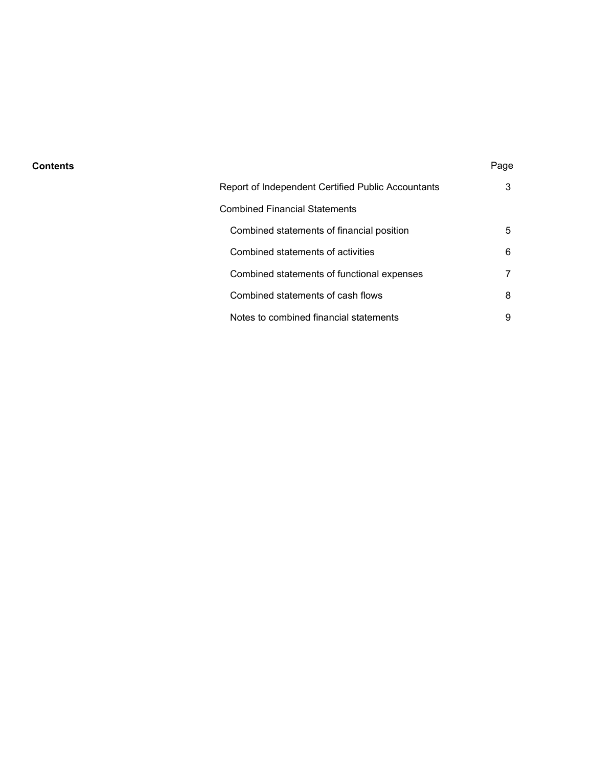**Contents**

| | Page |
|---|---|
| Report of Independent Certified Public Accountants | 3 |
| Combined Financial Statements | |
| Combined statements of financial position | 5 |
| Combined statements of activities | 6 |
| Combined statements of functional expenses | 7 |
| Combined statements of cash flows | 8 |
| Notes to combined financial statements | 9 |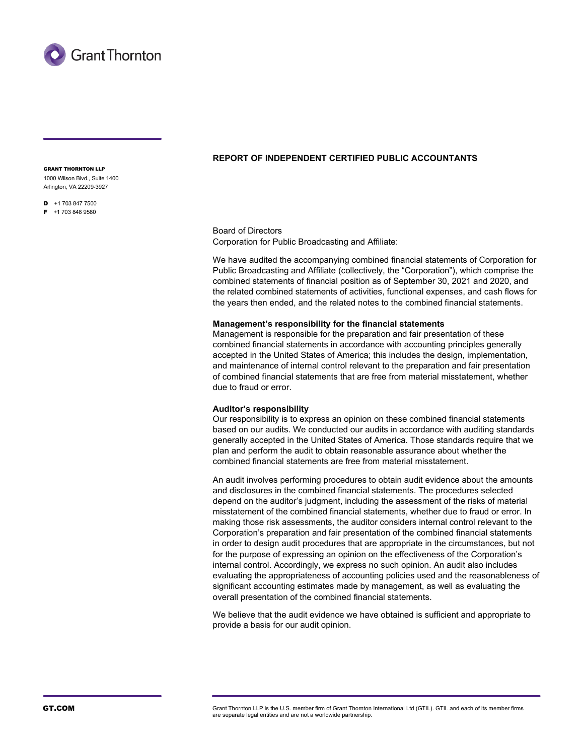Grant Thornton

**GRANT THORNTON LLP**
1000 Wilson Blvd., Suite 1400
Arlington, VA 22209-3927

**D** +1 703 847 7500
**F** +1 703 848 9580

## REPORT OF INDEPENDENT CERTIFIED PUBLIC ACCOUNTANTS

Board of Directors
Corporation for Public Broadcasting and Affiliate:

We have audited the accompanying combined financial statements of Corporation for Public Broadcasting and Affiliate (collectively, the "Corporation"), which comprise the combined statements of financial position as of September 30, 2021 and 2020, and the related combined statements of activities, functional expenses, and cash flows for the years then ended, and the related notes to the combined financial statements.

**Management's responsibility for the financial statements**
Management is responsible for the preparation and fair presentation of these combined financial statements in accordance with accounting principles generally accepted in the United States of America; this includes the design, implementation, and maintenance of internal control relevant to the preparation and fair presentation of combined financial statements that are free from material misstatement, whether due to fraud or error.

**Auditor's responsibility**
Our responsibility is to express an opinion on these combined financial statements based on our audits. We conducted our audits in accordance with auditing standards generally accepted in the United States of America. Those standards require that we plan and perform the audit to obtain reasonable assurance about whether the combined financial statements are free from material misstatement.

An audit involves performing procedures to obtain audit evidence about the amounts and disclosures in the combined financial statements. The procedures selected depend on the auditor's judgment, including the assessment of the risks of material misstatement of the combined financial statements, whether due to fraud or error. In making those risk assessments, the auditor considers internal control relevant to the Corporation's preparation and fair presentation of the combined financial statements in order to design audit procedures that are appropriate in the circumstances, but not for the purpose of expressing an opinion on the effectiveness of the Corporation's internal control. Accordingly, we express no such opinion. An audit also includes evaluating the appropriateness of accounting policies used and the reasonableness of significant accounting estimates made by management, as well as evaluating the overall presentation of the combined financial statements.

We believe that the audit evidence we have obtained is sufficient and appropriate to provide a basis for our audit opinion.

GT.COM

Grant Thornton LLP is the U.S. member firm of Grant Thornton International Ltd (GTIL). GTIL and each of its member firms are separate legal entities and are not a worldwide partnership.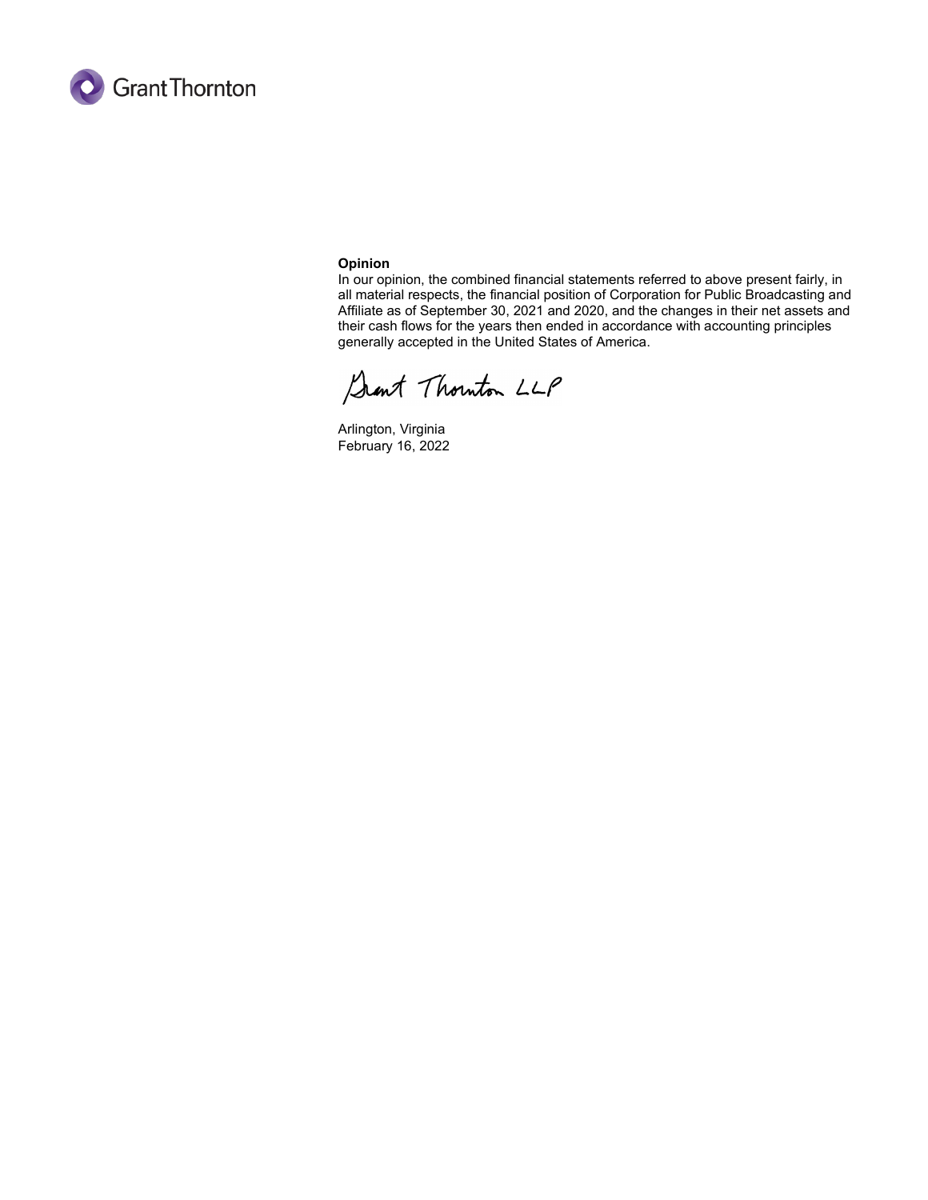**Opinion**

In our opinion, the combined financial statements referred to above present fairly, in all material respects, the financial position of Corporation for Public Broadcasting and Affiliate as of September 30, 2021 and 2020, and the changes in their net assets and their cash flows for the years then ended in accordance with accounting principles generally accepted in the United States of America.

Grant Thornton LLP

Arlington, Virginia
February 16, 2022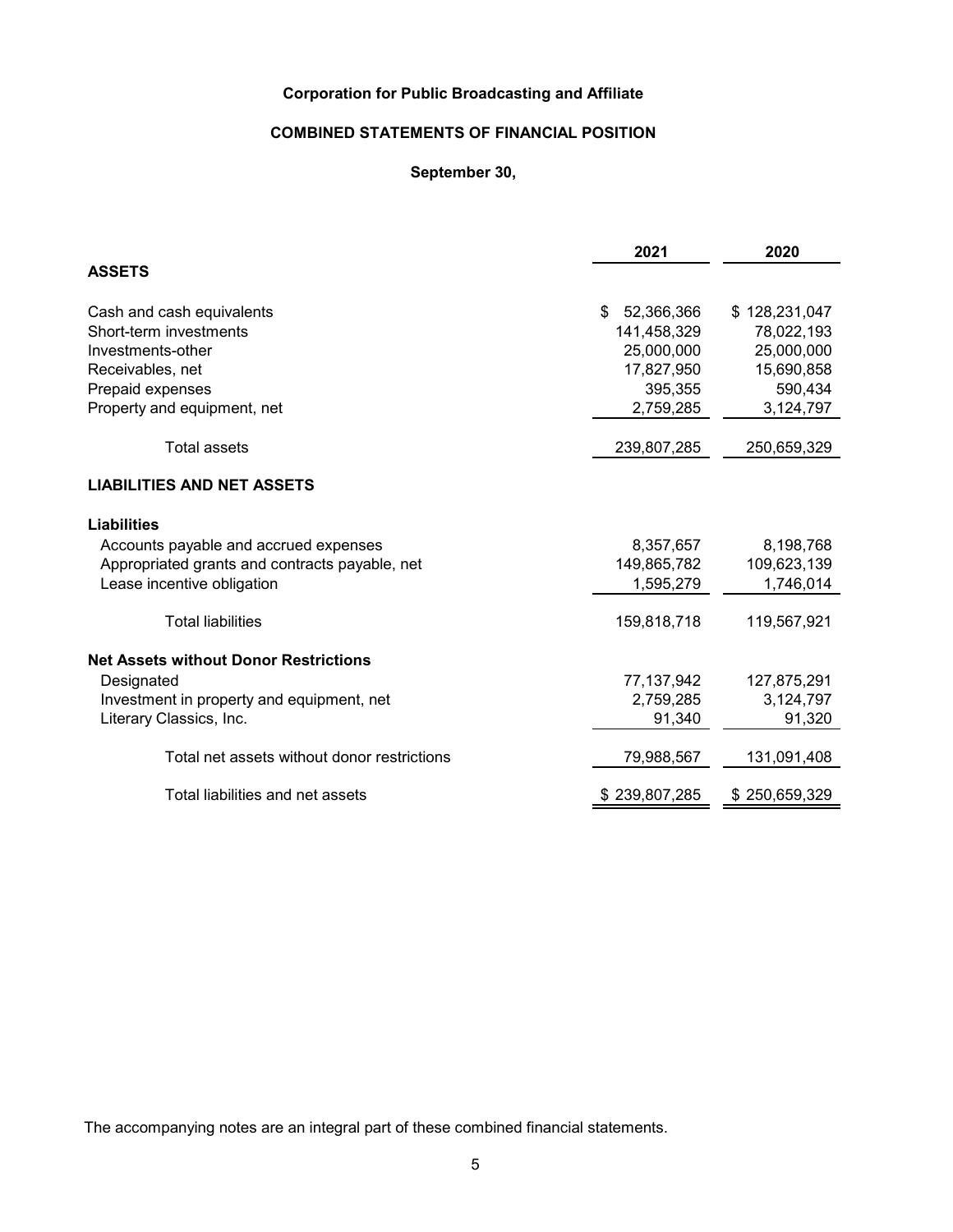**Corporation for Public Broadcasting and Affiliate**

**COMBINED STATEMENTS OF FINANCIAL POSITION**

**September 30,**

| | 2021 | 2020 |
|---|---|---|
| **ASSETS** | | |
| Cash and cash equivalents | $ 52,366,366 | $ 128,231,047 |
| Short-term investments | 141,458,329 | 78,022,193 |
| Investments-other | 25,000,000 | 25,000,000 |
| Receivables, net | 17,827,950 | 15,690,858 |
| Prepaid expenses | 395,355 | 590,434 |
| Property and equipment, net | 2,759,285 | 3,124,797 |
| Total assets | 239,807,285 | 250,659,329 |
| **LIABILITIES AND NET ASSETS** | | |
| **Liabilities** | | |
| Accounts payable and accrued expenses | 8,357,657 | 8,198,768 |
| Appropriated grants and contracts payable, net | 149,865,782 | 109,623,139 |
| Lease incentive obligation | 1,595,279 | 1,746,014 |
| Total liabilities | 159,818,718 | 119,567,921 |
| **Net Assets without Donor Restrictions** | | |
| Designated | 77,137,942 | 127,875,291 |
| Investment in property and equipment, net | 2,759,285 | 3,124,797 |
| Literary Classics, Inc. | 91,340 | 91,320 |
| Total net assets without donor restrictions | 79,988,567 | 131,091,408 |
| Total liabilities and net assets | $ 239,807,285 | $ 250,659,329 |

The accompanying notes are an integral part of these combined financial statements.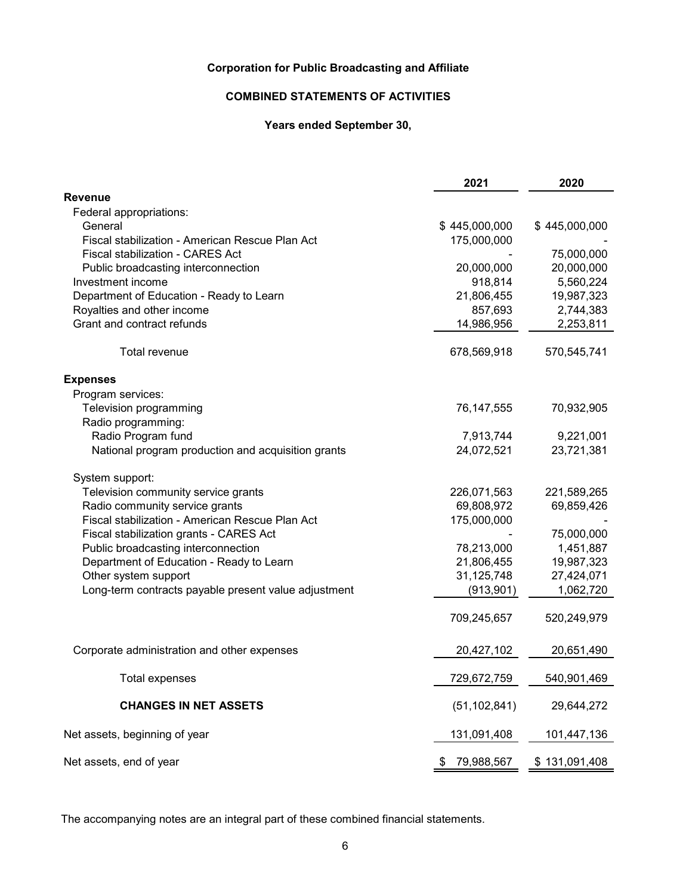**Corporation for Public Broadcasting and Affiliate**

**COMBINED STATEMENTS OF ACTIVITIES**

**Years ended September 30,**

| | 2021 | 2020 |
|---|---|---|
| **Revenue** | | |
| Federal appropriations: | | |
| General | $ 445,000,000 | $ 445,000,000 |
| Fiscal stabilization - American Rescue Plan Act | 175,000,000 | - |
| Fiscal stabilization - CARES Act | - | 75,000,000 |
| Public broadcasting interconnection | 20,000,000 | 20,000,000 |
| Investment income | 918,814 | 5,560,224 |
| Department of Education - Ready to Learn | 21,806,455 | 19,987,323 |
| Royalties and other income | 857,693 | 2,744,383 |
| Grant and contract refunds | 14,986,956 | 2,253,811 |
| Total revenue | 678,569,918 | 570,545,741 |
| **Expenses** | | |
| Program services: | | |
| Television programming | 76,147,555 | 70,932,905 |
| Radio programming: | | |
| Radio Program fund | 7,913,744 | 9,221,001 |
| National program production and acquisition grants | 24,072,521 | 23,721,381 |
| System support: | | |
| Television community service grants | 226,071,563 | 221,589,265 |
| Radio community service grants | 69,808,972 | 69,859,426 |
| Fiscal stabilization - American Rescue Plan Act | 175,000,000 | - |
| Fiscal stabilization grants - CARES Act | - | 75,000,000 |
| Public broadcasting interconnection | 78,213,000 | 1,451,887 |
| Department of Education - Ready to Learn | 21,806,455 | 19,987,323 |
| Other system support | 31,125,748 | 27,424,071 |
| Long-term contracts payable present value adjustment | (913,901) | 1,062,720 |
| | 709,245,657 | 520,249,979 |
| Corporate administration and other expenses | 20,427,102 | 20,651,490 |
| Total expenses | 729,672,759 | 540,901,469 |
| **CHANGES IN NET ASSETS** | (51,102,841) | 29,644,272 |
| Net assets, beginning of year | 131,091,408 | 101,447,136 |
| Net assets, end of year | $ 79,988,567 | $ 131,091,408 |

The accompanying notes are an integral part of these combined financial statements.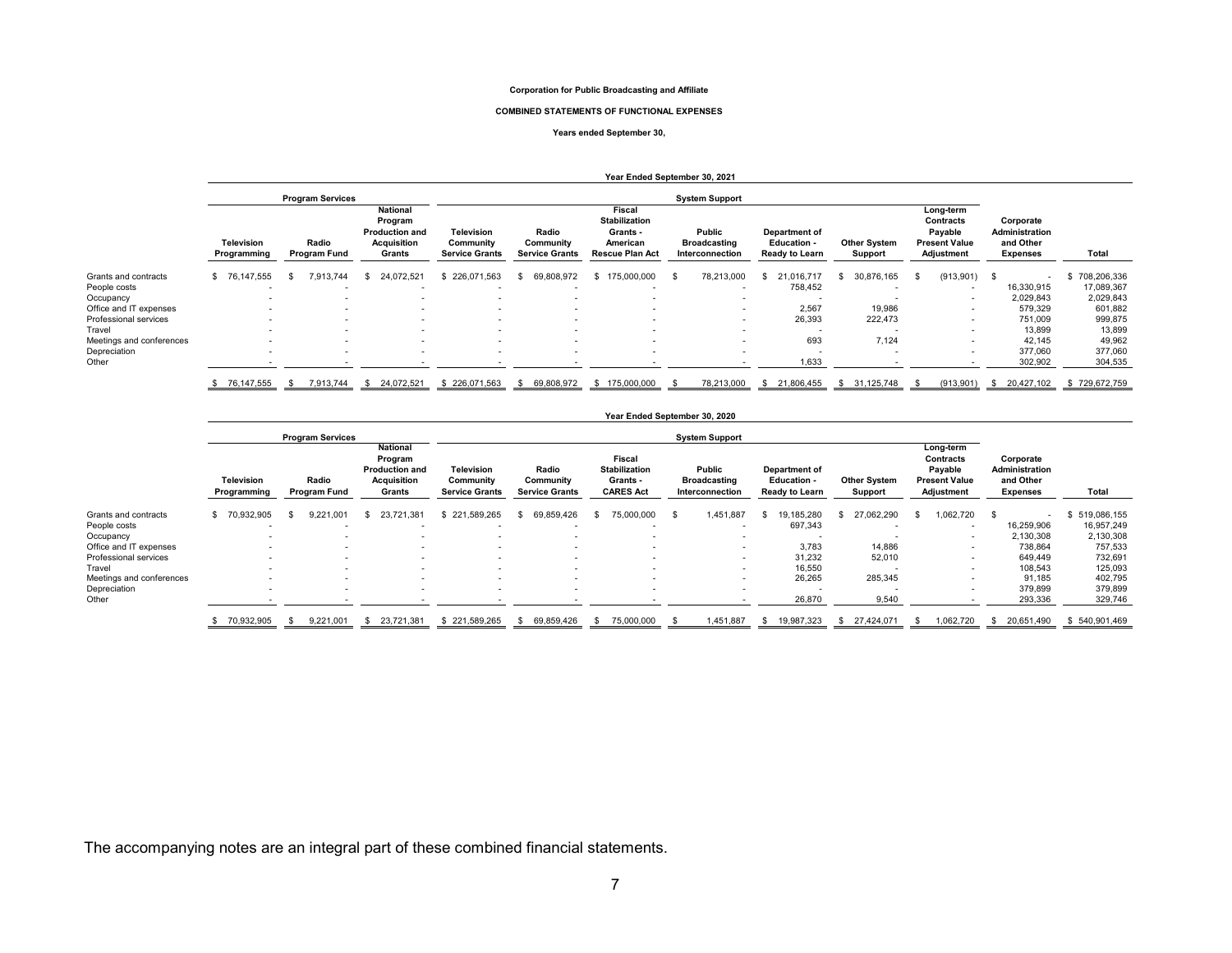**Corporation for Public Broadcasting and Affiliate**

**COMBINED STATEMENTS OF FUNCTIONAL EXPENSES**

**Years ended September 30,**

**Year Ended September 30, 2021**

| | Program Services | | | System Support | | | | | | | | | |
|---|---|---|---|---|---|---|---|---|---|---|---|---|---|
| | Television Programming | Radio Program Fund | National Program Production and Acquisition Grants | Television Community Service Grants | Radio Community Service Grants | Fiscal Stabilization Grants - American Rescue Plan Act | Public Broadcasting Interconnection | Department of Education - Ready to Learn | Other System Support | Long-term Contracts Payable Present Value Adjustment | Corporate Administration and Other Expenses | Total |
| Grants and contracts | $ 76,147,555 | $ 7,913,744 | $ 24,072,521 | $ 226,071,563 | $ 69,808,972 | $ 175,000,000 | $ 78,213,000 | $ 21,016,717 | $ 30,876,165 | $ (913,901) | $ - | $ 708,206,336 |
| People costs | - | - | - | - | - | - | - | 758,452 | - | - | 16,330,915 | 17,089,367 |
| Occupancy | - | - | - | - | - | - | - | - | - | - | 2,029,843 | 2,029,843 |
| Office and IT expenses | - | - | - | - | - | - | - | 2,567 | 19,986 | - | 579,329 | 601,882 |
| Professional services | - | - | - | - | - | - | - | 26,393 | 222,473 | - | 751,009 | 999,875 |
| Travel | - | - | - | - | - | - | - | - | - | - | 13,899 | 13,899 |
| Meetings and conferences | - | - | - | - | - | - | - | 693 | 7,124 | - | 42,145 | 49,962 |
| Depreciation | - | - | - | - | - | - | - | - | - | - | 377,060 | 377,060 |
| Other | - | - | - | - | - | - | - | 1,633 | - | - | 302,902 | 304,535 |
| | $ 76,147,555 | $ 7,913,744 | $ 24,072,521 | $ 226,071,563 | $ 69,808,972 | $ 175,000,000 | $ 78,213,000 | $ 21,806,455 | $ 31,125,748 | $ (913,901) | $ 20,427,102 | $ 729,672,759 |

**Year Ended September 30, 2020**

| | Program Services | | | System Support | | | | | | | | | |
|---|---|---|---|---|---|---|---|---|---|---|---|---|---|
| | Television Programming | Radio Program Fund | National Program Production and Acquisition Grants | Television Community Service Grants | Radio Community Service Grants | Fiscal Stabilization Grants - CARES Act | Public Broadcasting Interconnection | Department of Education - Ready to Learn | Other System Support | Long-term Contracts Payable Present Value Adjustment | Corporate Administration and Other Expenses | Total |
| Grants and contracts | $ 70,932,905 | $ 9,221,001 | $ 23,721,381 | $ 221,589,265 | $ 69,859,426 | $ 75,000,000 | $ 1,451,887 | $ 19,185,280 | $ 27,062,290 | $ 1,062,720 | $ - | $ 519,086,155 |
| People costs | - | - | - | - | - | - | - | 697,343 | - | - | 16,259,906 | 16,957,249 |
| Occupancy | - | - | - | - | - | - | - | - | - | - | 2,130,308 | 2,130,308 |
| Office and IT expenses | - | - | - | - | - | - | - | 3,783 | 14,886 | - | 738,864 | 757,533 |
| Professional services | - | - | - | - | - | - | - | 31,232 | 52,010 | - | 649,449 | 732,691 |
| Travel | - | - | - | - | - | - | - | 16,550 | - | - | 108,543 | 125,093 |
| Meetings and conferences | - | - | - | - | - | - | - | 26,265 | 285,345 | - | 91,185 | 402,795 |
| Depreciation | - | - | - | - | - | - | - | - | - | - | 379,899 | 379,899 |
| Other | - | - | - | - | - | - | - | 26,870 | 9,540 | - | 293,336 | 329,746 |
| | $ 70,932,905 | $ 9,221,001 | $ 23,721,381 | $ 221,589,265 | $ 69,859,426 | $ 75,000,000 | $ 1,451,887 | $ 19,987,323 | $ 27,424,071 | $ 1,062,720 | $ 20,651,490 | $ 540,901,469 |

The accompanying notes are an integral part of these combined financial statements.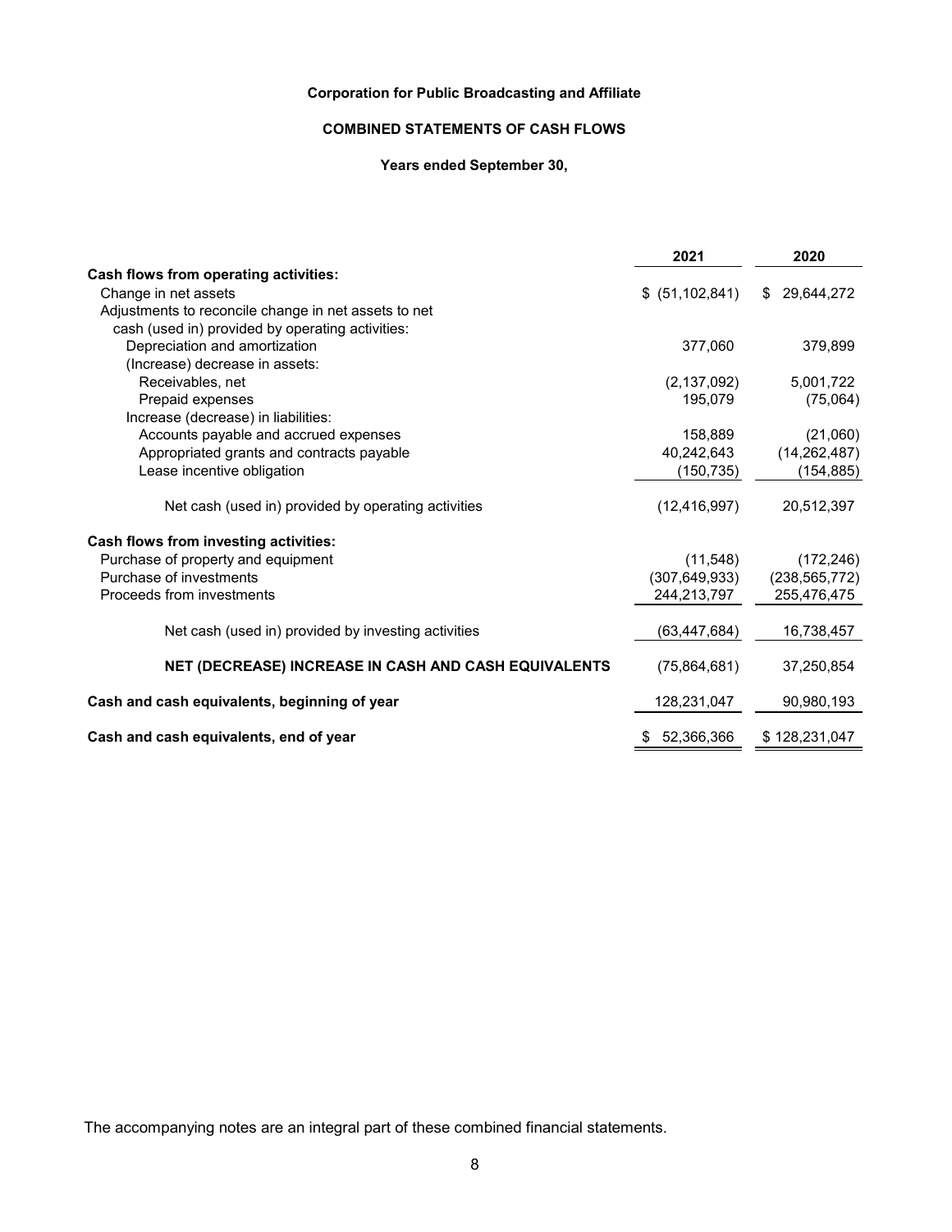**Corporation for Public Broadcasting and Affiliate**

**COMBINED STATEMENTS OF CASH FLOWS**

**Years ended September 30,**

| | 2021 | 2020 |
|---|---|---|
| **Cash flows from operating activities:** | | |
| Change in net assets | $ (51,102,841) | $ 29,644,272 |
| Adjustments to reconcile change in net assets to net cash (used in) provided by operating activities: | | |
| Depreciation and amortization | 377,060 | 379,899 |
| (Increase) decrease in assets: | | |
| Receivables, net | (2,137,092) | 5,001,722 |
| Prepaid expenses | 195,079 | (75,064) |
| Increase (decrease) in liabilities: | | |
| Accounts payable and accrued expenses | 158,889 | (21,060) |
| Appropriated grants and contracts payable | 40,242,643 | (14,262,487) |
| Lease incentive obligation | (150,735) | (154,885) |
| Net cash (used in) provided by operating activities | (12,416,997) | 20,512,397 |
| **Cash flows from investing activities:** | | |
| Purchase of property and equipment | (11,548) | (172,246) |
| Purchase of investments | (307,649,933) | (238,565,772) |
| Proceeds from investments | 244,213,797 | 255,476,475 |
| Net cash (used in) provided by investing activities | (63,447,684) | 16,738,457 |
| **NET (DECREASE) INCREASE IN CASH AND CASH EQUIVALENTS** | (75,864,681) | 37,250,854 |
| **Cash and cash equivalents, beginning of year** | 128,231,047 | 90,980,193 |
| **Cash and cash equivalents, end of year** | $ 52,366,366 | $ 128,231,047 |

The accompanying notes are an integral part of these combined financial statements.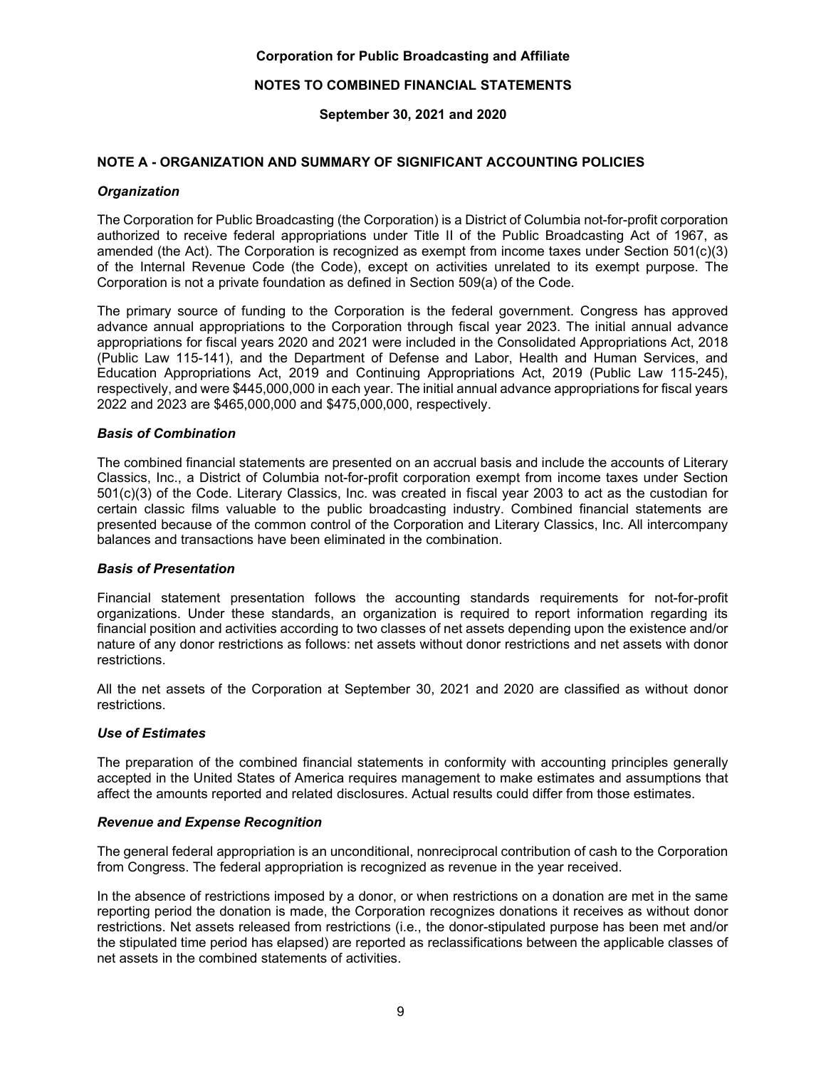# Corporation for Public Broadcasting and Affiliate

## NOTES TO COMBINED FINANCIAL STATEMENTS

### September 30, 2021 and 2020

## NOTE A - ORGANIZATION AND SUMMARY OF SIGNIFICANT ACCOUNTING POLICIES

### *Organization*

The Corporation for Public Broadcasting (the Corporation) is a District of Columbia not-for-profit corporation authorized to receive federal appropriations under Title II of the Public Broadcasting Act of 1967, as amended (the Act). The Corporation is recognized as exempt from income taxes under Section 501(c)(3) of the Internal Revenue Code (the Code), except on activities unrelated to its exempt purpose. The Corporation is not a private foundation as defined in Section 509(a) of the Code.

The primary source of funding to the Corporation is the federal government. Congress has approved advance annual appropriations to the Corporation through fiscal year 2023. The initial annual advance appropriations for fiscal years 2020 and 2021 were included in the Consolidated Appropriations Act, 2018 (Public Law 115-141), and the Department of Defense and Labor, Health and Human Services, and Education Appropriations Act, 2019 and Continuing Appropriations Act, 2019 (Public Law 115-245), respectively, and were $445,000,000 in each year. The initial annual advance appropriations for fiscal years 2022 and 2023 are $465,000,000 and $475,000,000, respectively.

### *Basis of Combination*

The combined financial statements are presented on an accrual basis and include the accounts of Literary Classics, Inc., a District of Columbia not-for-profit corporation exempt from income taxes under Section 501(c)(3) of the Code. Literary Classics, Inc. was created in fiscal year 2003 to act as the custodian for certain classic films valuable to the public broadcasting industry. Combined financial statements are presented because of the common control of the Corporation and Literary Classics, Inc. All intercompany balances and transactions have been eliminated in the combination.

### *Basis of Presentation*

Financial statement presentation follows the accounting standards requirements for not-for-profit organizations. Under these standards, an organization is required to report information regarding its financial position and activities according to two classes of net assets depending upon the existence and/or nature of any donor restrictions as follows: net assets without donor restrictions and net assets with donor restrictions.

All the net assets of the Corporation at September 30, 2021 and 2020 are classified as without donor restrictions.

### *Use of Estimates*

The preparation of the combined financial statements in conformity with accounting principles generally accepted in the United States of America requires management to make estimates and assumptions that affect the amounts reported and related disclosures. Actual results could differ from those estimates.

### *Revenue and Expense Recognition*

The general federal appropriation is an unconditional, nonreciprocal contribution of cash to the Corporation from Congress. The federal appropriation is recognized as revenue in the year received.

In the absence of restrictions imposed by a donor, or when restrictions on a donation are met in the same reporting period the donation is made, the Corporation recognizes donations it receives as without donor restrictions. Net assets released from restrictions (i.e., the donor-stipulated purpose has been met and/or the stipulated time period has elapsed) are reported as reclassifications between the applicable classes of net assets in the combined statements of activities.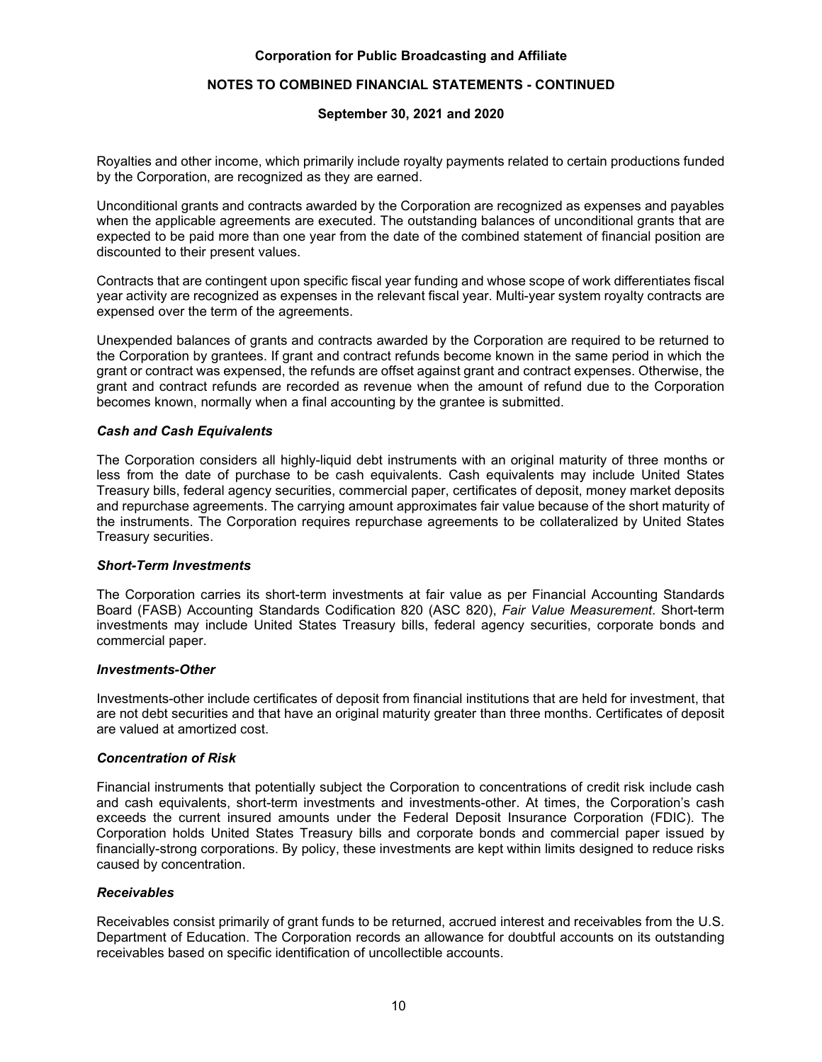Royalties and other income, which primarily include royalty payments related to certain productions funded by the Corporation, are recognized as they are earned.

Unconditional grants and contracts awarded by the Corporation are recognized as expenses and payables when the applicable agreements are executed. The outstanding balances of unconditional grants that are expected to be paid more than one year from the date of the combined statement of financial position are discounted to their present values.

Contracts that are contingent upon specific fiscal year funding and whose scope of work differentiates fiscal year activity are recognized as expenses in the relevant fiscal year. Multi-year system royalty contracts are expensed over the term of the agreements.

Unexpended balances of grants and contracts awarded by the Corporation are required to be returned to the Corporation by grantees. If grant and contract refunds become known in the same period in which the grant or contract was expensed, the refunds are offset against grant and contract expenses. Otherwise, the grant and contract refunds are recorded as revenue when the amount of refund due to the Corporation becomes known, normally when a final accounting by the grantee is submitted.

### *Cash and Cash Equivalents*

The Corporation considers all highly-liquid debt instruments with an original maturity of three months or less from the date of purchase to be cash equivalents. Cash equivalents may include United States Treasury bills, federal agency securities, commercial paper, certificates of deposit, money market deposits and repurchase agreements. The carrying amount approximates fair value because of the short maturity of the instruments. The Corporation requires repurchase agreements to be collateralized by United States Treasury securities.

### *Short-Term Investments*

The Corporation carries its short-term investments at fair value as per Financial Accounting Standards Board (FASB) Accounting Standards Codification 820 (ASC 820), *Fair Value Measurement*. Short-term investments may include United States Treasury bills, federal agency securities, corporate bonds and commercial paper.

### *Investments-Other*

Investments-other include certificates of deposit from financial institutions that are held for investment, that are not debt securities and that have an original maturity greater than three months. Certificates of deposit are valued at amortized cost.

### *Concentration of Risk*

Financial instruments that potentially subject the Corporation to concentrations of credit risk include cash and cash equivalents, short-term investments and investments-other. At times, the Corporation's cash exceeds the current insured amounts under the Federal Deposit Insurance Corporation (FDIC). The Corporation holds United States Treasury bills and corporate bonds and commercial paper issued by financially-strong corporations. By policy, these investments are kept within limits designed to reduce risks caused by concentration.

### *Receivables*

Receivables consist primarily of grant funds to be returned, accrued interest and receivables from the U.S. Department of Education. The Corporation records an allowance for doubtful accounts on its outstanding receivables based on specific identification of uncollectible accounts.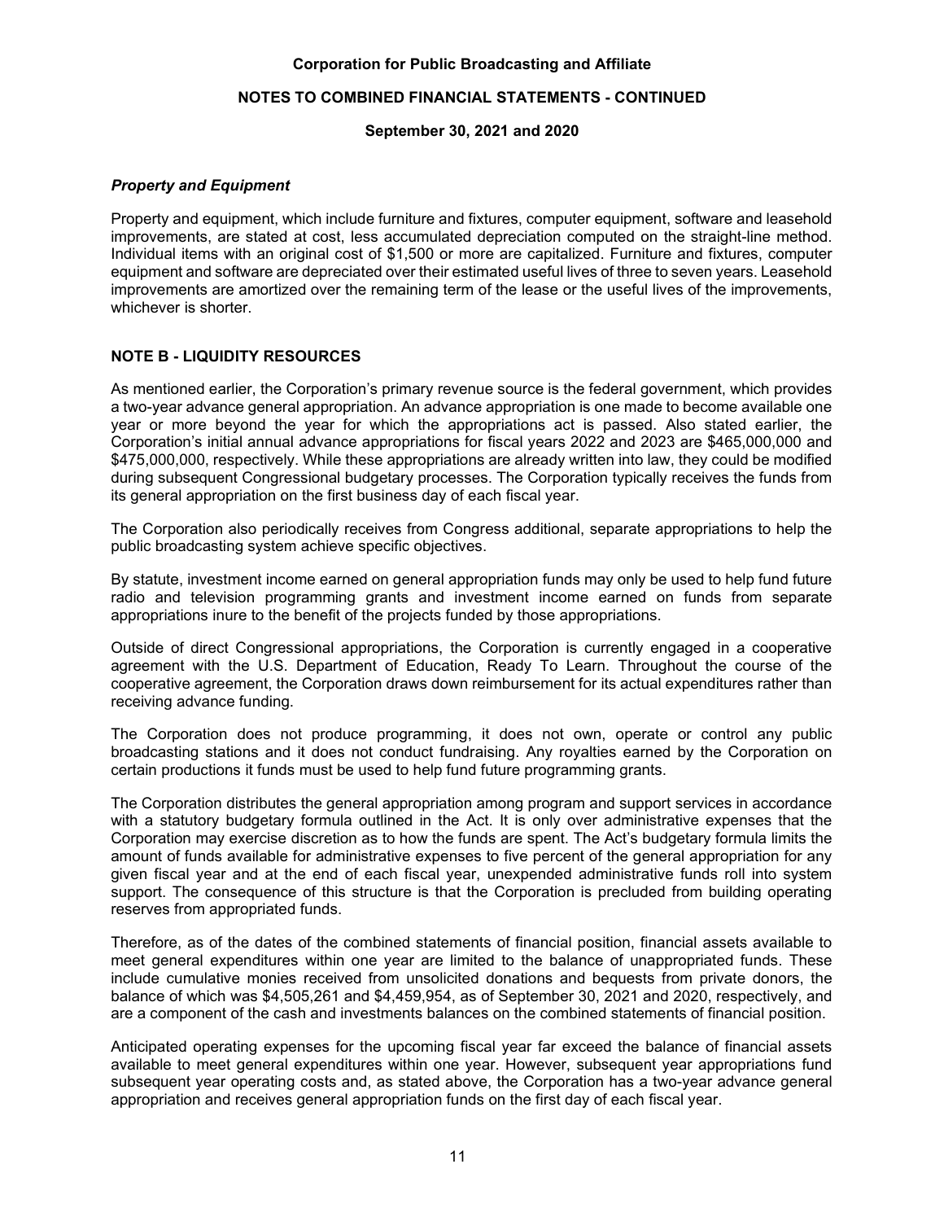### *Property and Equipment*

Property and equipment, which include furniture and fixtures, computer equipment, software and leasehold improvements, are stated at cost, less accumulated depreciation computed on the straight-line method. Individual items with an original cost of $1,500 or more are capitalized. Furniture and fixtures, computer equipment and software are depreciated over their estimated useful lives of three to seven years. Leasehold improvements are amortized over the remaining term of the lease or the useful lives of the improvements, whichever is shorter.

## NOTE B - LIQUIDITY RESOURCES

As mentioned earlier, the Corporation's primary revenue source is the federal government, which provides a two-year advance general appropriation. An advance appropriation is one made to become available one year or more beyond the year for which the appropriations act is passed. Also stated earlier, the Corporation's initial annual advance appropriations for fiscal years 2022 and 2023 are $465,000,000 and $475,000,000, respectively. While these appropriations are already written into law, they could be modified during subsequent Congressional budgetary processes. The Corporation typically receives the funds from its general appropriation on the first business day of each fiscal year.

The Corporation also periodically receives from Congress additional, separate appropriations to help the public broadcasting system achieve specific objectives.

By statute, investment income earned on general appropriation funds may only be used to help fund future radio and television programming grants and investment income earned on funds from separate appropriations inure to the benefit of the projects funded by those appropriations.

Outside of direct Congressional appropriations, the Corporation is currently engaged in a cooperative agreement with the U.S. Department of Education, Ready To Learn. Throughout the course of the cooperative agreement, the Corporation draws down reimbursement for its actual expenditures rather than receiving advance funding.

The Corporation does not produce programming, it does not own, operate or control any public broadcasting stations and it does not conduct fundraising. Any royalties earned by the Corporation on certain productions it funds must be used to help fund future programming grants.

The Corporation distributes the general appropriation among program and support services in accordance with a statutory budgetary formula outlined in the Act. It is only over administrative expenses that the Corporation may exercise discretion as to how the funds are spent. The Act's budgetary formula limits the amount of funds available for administrative expenses to five percent of the general appropriation for any given fiscal year and at the end of each fiscal year, unexpended administrative funds roll into system support. The consequence of this structure is that the Corporation is precluded from building operating reserves from appropriated funds.

Therefore, as of the dates of the combined statements of financial position, financial assets available to meet general expenditures within one year are limited to the balance of unappropriated funds. These include cumulative monies received from unsolicited donations and bequests from private donors, the balance of which was $4,505,261 and $4,459,954, as of September 30, 2021 and 2020, respectively, and are a component of the cash and investments balances on the combined statements of financial position.

Anticipated operating expenses for the upcoming fiscal year far exceed the balance of financial assets available to meet general expenditures within one year. However, subsequent year appropriations fund subsequent year operating costs and, as stated above, the Corporation has a two-year advance general appropriation and receives general appropriation funds on the first day of each fiscal year.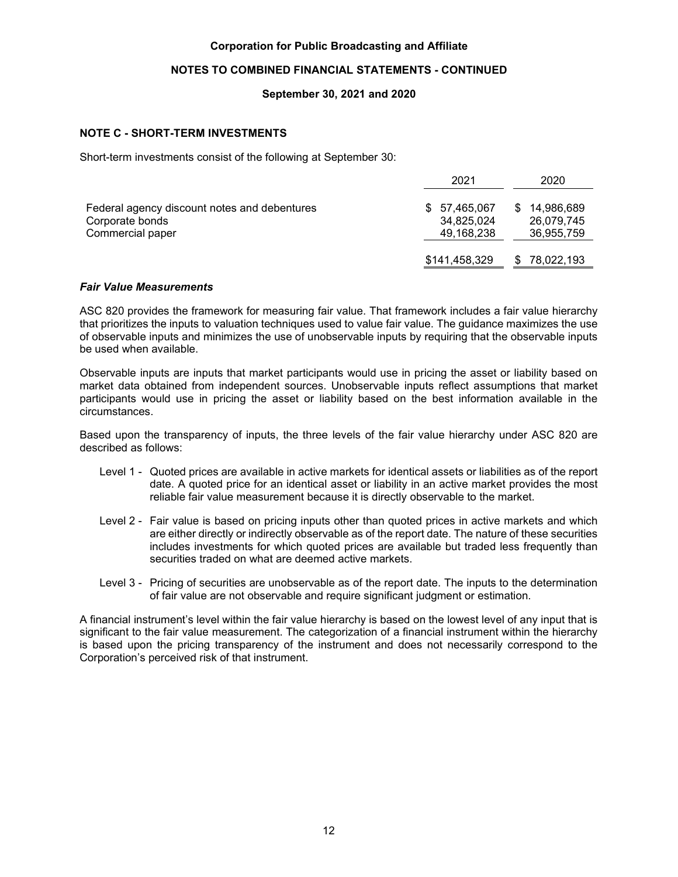**Corporation for Public Broadcasting and Affiliate**

**NOTES TO COMBINED FINANCIAL STATEMENTS - CONTINUED**

**September 30, 2021 and 2020**

## NOTE C - SHORT-TERM INVESTMENTS

Short-term investments consist of the following at September 30:

| | 2021 | 2020 |
|---|---|---|
| Federal agency discount notes and debentures | $ 57,465,067 | $ 14,986,689 |
| Corporate bonds | 34,825,024 | 26,079,745 |
| Commercial paper | 49,168,238 | 36,955,759 |
| | $141,458,329 | $ 78,022,193 |

### *Fair Value Measurements*

ASC 820 provides the framework for measuring fair value. That framework includes a fair value hierarchy that prioritizes the inputs to valuation techniques used to value fair value. The guidance maximizes the use of observable inputs and minimizes the use of unobservable inputs by requiring that the observable inputs be used when available.

Observable inputs are inputs that market participants would use in pricing the asset or liability based on market data obtained from independent sources. Unobservable inputs reflect assumptions that market participants would use in pricing the asset or liability based on the best information available in the circumstances.

Based upon the transparency of inputs, the three levels of the fair value hierarchy under ASC 820 are described as follows:

- Level 1 - Quoted prices are available in active markets for identical assets or liabilities as of the report date. A quoted price for an identical asset or liability in an active market provides the most reliable fair value measurement because it is directly observable to the market.
- Level 2 - Fair value is based on pricing inputs other than quoted prices in active markets and which are either directly or indirectly observable as of the report date. The nature of these securities includes investments for which quoted prices are available but traded less frequently than securities traded on what are deemed active markets.
- Level 3 - Pricing of securities are unobservable as of the report date. The inputs to the determination of fair value are not observable and require significant judgment or estimation.

A financial instrument's level within the fair value hierarchy is based on the lowest level of any input that is significant to the fair value measurement. The categorization of a financial instrument within the hierarchy is based upon the pricing transparency of the instrument and does not necessarily correspond to the Corporation's perceived risk of that instrument.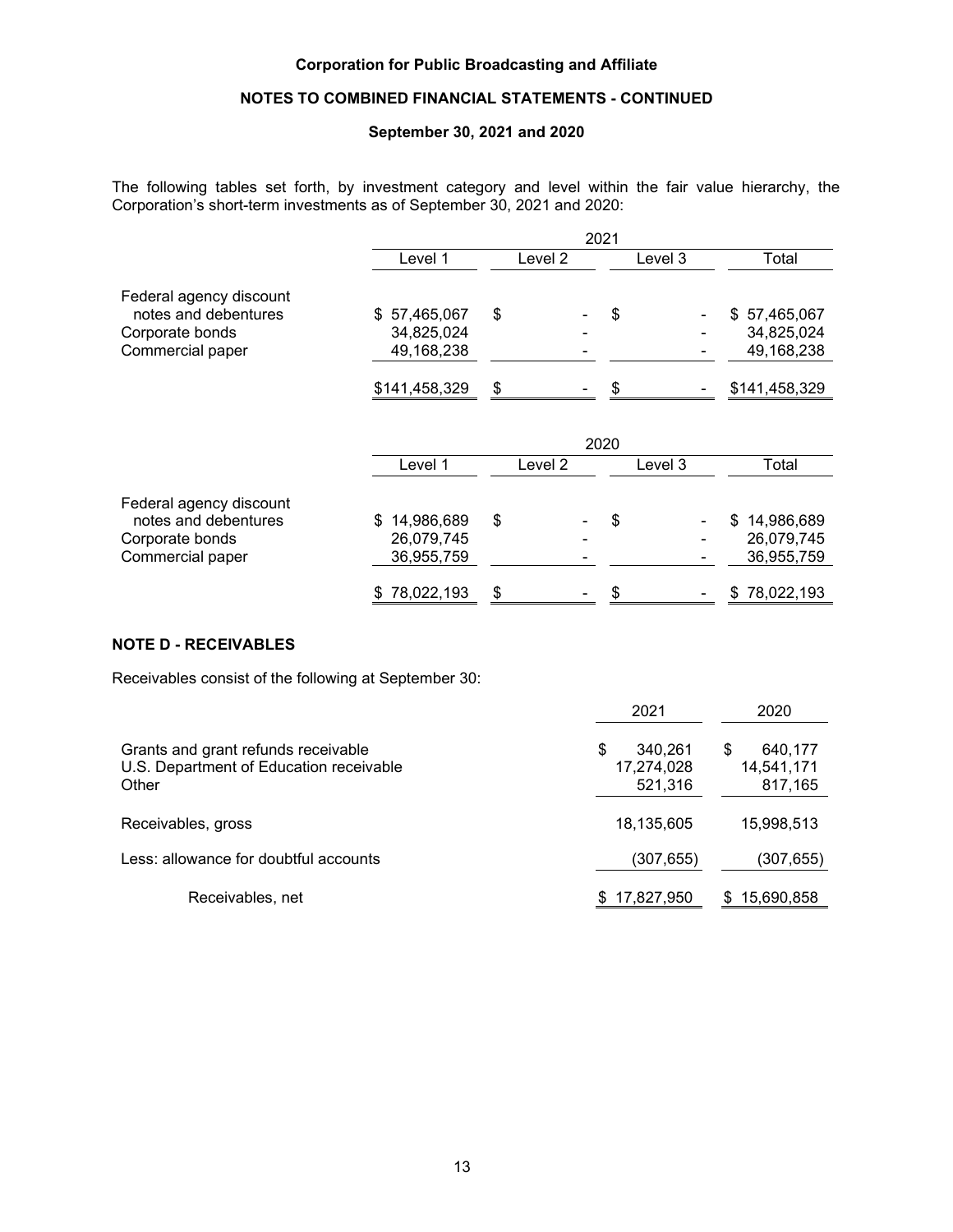**Corporation for Public Broadcasting and Affiliate**

**NOTES TO COMBINED FINANCIAL STATEMENTS - CONTINUED**

**September 30, 2021 and 2020**

The following tables set forth, by investment category and level within the fair value hierarchy, the Corporation's short-term investments as of September 30, 2021 and 2020:

| | 2021 | | | |
|---|---|---|---|---|
| | Level 1 | Level 2 | Level 3 | Total |
| Federal agency discount notes and debentures | $ 57,465,067 | $ - | $ - | $ 57,465,067 |
| Corporate bonds | 34,825,024 | - | - | 34,825,024 |
| Commercial paper | 49,168,238 | - | - | 49,168,238 |
| | $141,458,329 | $ - | $ - | $141,458,329 |

| | 2020 | | | |
|---|---|---|---|---|
| | Level 1 | Level 2 | Level 3 | Total |
| Federal agency discount notes and debentures | $ 14,986,689 | $ - | $ - | $ 14,986,689 |
| Corporate bonds | 26,079,745 | - | - | 26,079,745 |
| Commercial paper | 36,955,759 | - | - | 36,955,759 |
| | $ 78,022,193 | $ - | $ - | $ 78,022,193 |

## NOTE D - RECEIVABLES

Receivables consist of the following at September 30:

| | 2021 | 2020 |
|---|---|---|
| Grants and grant refunds receivable | $ 340,261 | $ 640,177 |
| U.S. Department of Education receivable | 17,274,028 | 14,541,171 |
| Other | 521,316 | 817,165 |
| Receivables, gross | 18,135,605 | 15,998,513 |
| Less: allowance for doubtful accounts | (307,655) | (307,655) |
| Receivables, net | $ 17,827,950 | $ 15,690,858 |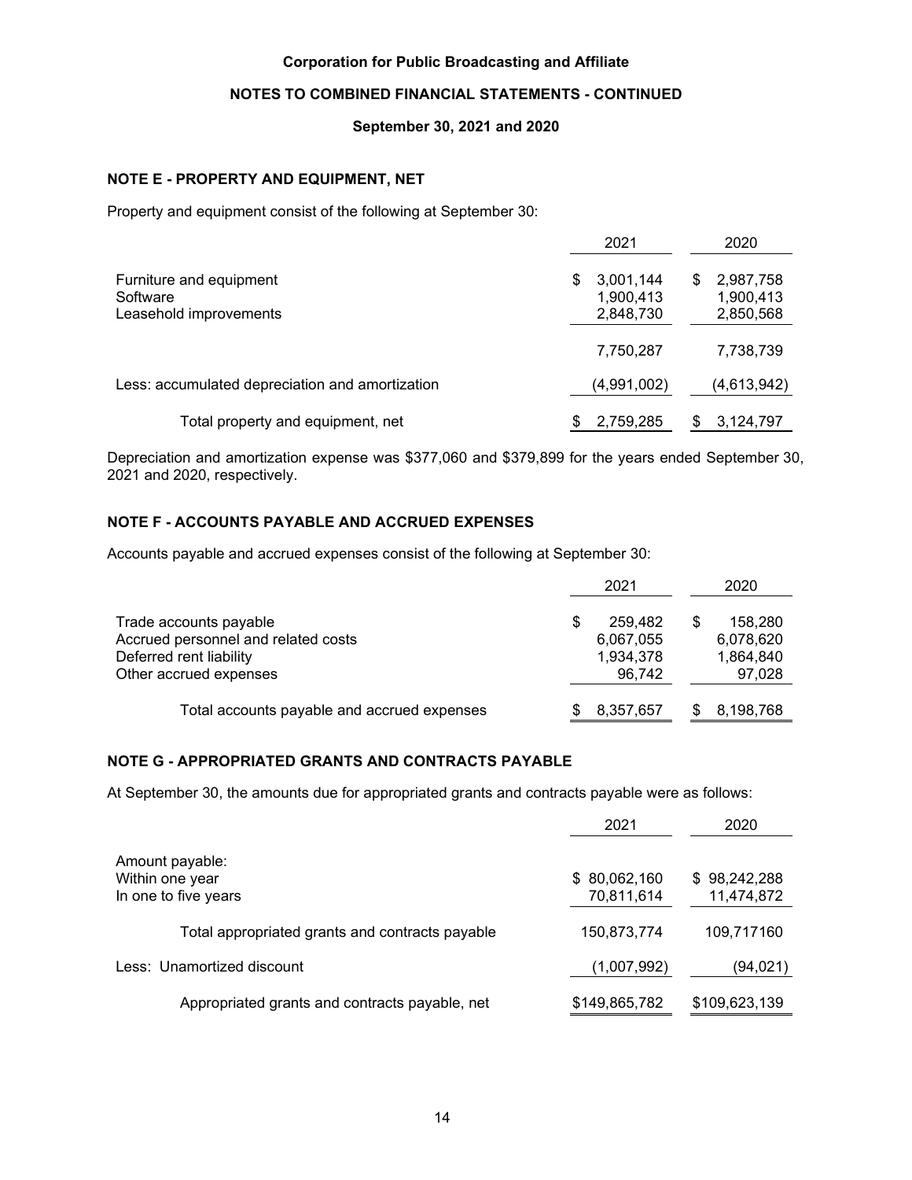**Corporation for Public Broadcasting and Affiliate**

**NOTES TO COMBINED FINANCIAL STATEMENTS - CONTINUED**

**September 30, 2021 and 2020**

## NOTE E - PROPERTY AND EQUIPMENT, NET

Property and equipment consist of the following at September 30:

| | 2021 | 2020 |
|---|---|---|
| Furniture and equipment | $ 3,001,144 | $ 2,987,758 |
| Software | 1,900,413 | 1,900,413 |
| Leasehold improvements | 2,848,730 | 2,850,568 |
| | 7,750,287 | 7,738,739 |
| Less: accumulated depreciation and amortization | (4,991,002) | (4,613,942) |
| Total property and equipment, net | $ 2,759,285 | $ 3,124,797 |

Depreciation and amortization expense was $377,060 and $379,899 for the years ended September 30, 2021 and 2020, respectively.

## NOTE F - ACCOUNTS PAYABLE AND ACCRUED EXPENSES

Accounts payable and accrued expenses consist of the following at September 30:

| | 2021 | 2020 |
|---|---|---|
| Trade accounts payable | $ 259,482 | $ 158,280 |
| Accrued personnel and related costs | 6,067,055 | 6,078,620 |
| Deferred rent liability | 1,934,378 | 1,864,840 |
| Other accrued expenses | 96,742 | 97,028 |
| Total accounts payable and accrued expenses | $ 8,357,657 | $ 8,198,768 |

## NOTE G - APPROPRIATED GRANTS AND CONTRACTS PAYABLE

At September 30, the amounts due for appropriated grants and contracts payable were as follows:

| | 2021 | 2020 |
|---|---|---|
| Amount payable: | | |
| Within one year | $ 80,062,160 | $ 98,242,288 |
| In one to five years | 70,811,614 | 11,474,872 |
| Total appropriated grants and contracts payable | 150,873,774 | 109,717160 |
| Less: Unamortized discount | (1,007,992) | (94,021) |
| Appropriated grants and contracts payable, net | $149,865,782 | $109,623,139 |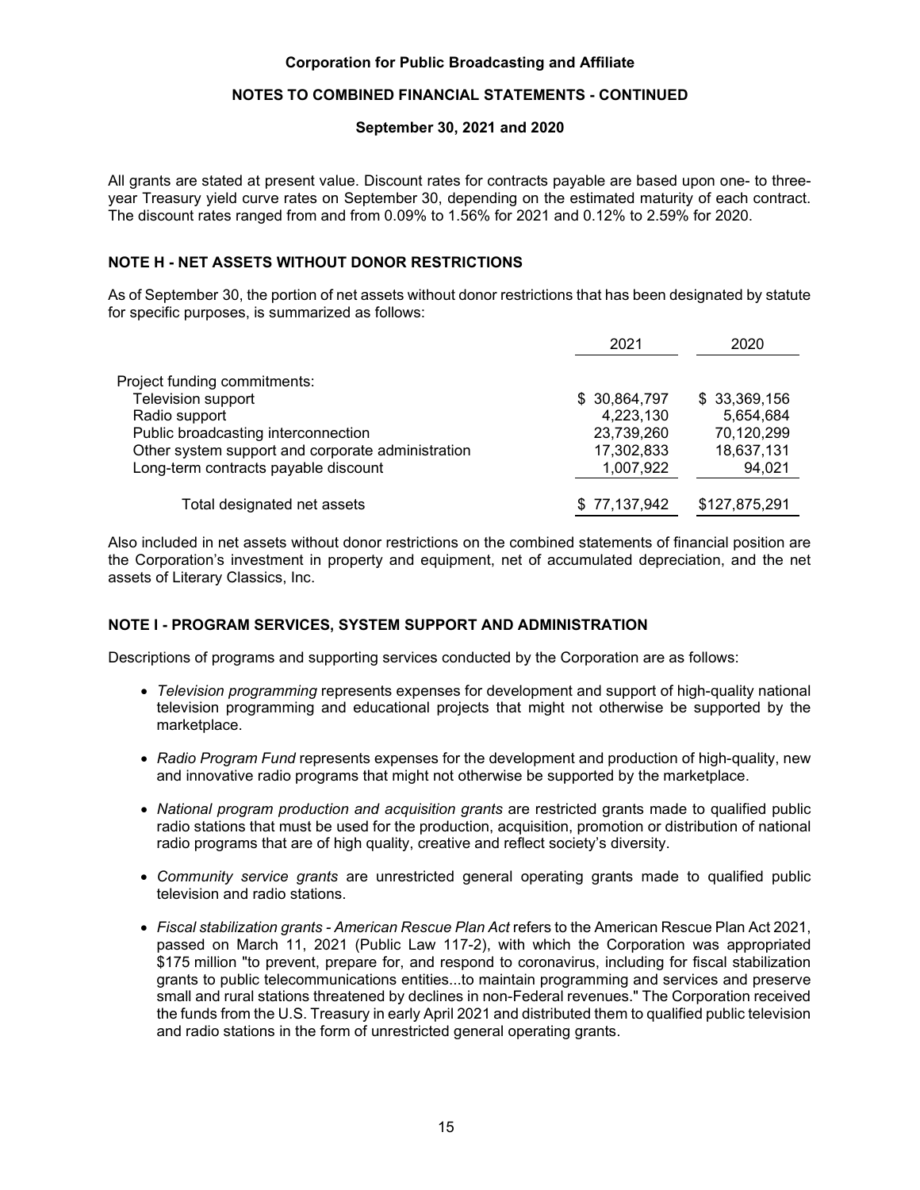All grants are stated at present value. Discount rates for contracts payable are based upon one- to three-year Treasury yield curve rates on September 30, depending on the estimated maturity of each contract. The discount rates ranged from and from 0.09% to 1.56% for 2021 and 0.12% to 2.59% for 2020.

## NOTE H - NET ASSETS WITHOUT DONOR RESTRICTIONS

As of September 30, the portion of net assets without donor restrictions that has been designated by statute for specific purposes, is summarized as follows:

| | 2021 | 2020 |
|---|---|---|
| Project funding commitments: | | |
| Television support | $ 30,864,797 | $ 33,369,156 |
| Radio support | 4,223,130 | 5,654,684 |
| Public broadcasting interconnection | 23,739,260 | 70,120,299 |
| Other system support and corporate administration | 17,302,833 | 18,637,131 |
| Long-term contracts payable discount | 1,007,922 | 94,021 |
| Total designated net assets | $ 77,137,942 | $127,875,291 |

Also included in net assets without donor restrictions on the combined statements of financial position are the Corporation's investment in property and equipment, net of accumulated depreciation, and the net assets of Literary Classics, Inc.

## NOTE I - PROGRAM SERVICES, SYSTEM SUPPORT AND ADMINISTRATION

Descriptions of programs and supporting services conducted by the Corporation are as follows:

- *Television programming* represents expenses for development and support of high-quality national television programming and educational projects that might not otherwise be supported by the marketplace.
- *Radio Program Fund* represents expenses for the development and production of high-quality, new and innovative radio programs that might not otherwise be supported by the marketplace.
- *National program production and acquisition grants* are restricted grants made to qualified public radio stations that must be used for the production, acquisition, promotion or distribution of national radio programs that are of high quality, creative and reflect society's diversity.
- *Community service grants* are unrestricted general operating grants made to qualified public television and radio stations.
- *Fiscal stabilization grants - American Rescue Plan Act* refers to the American Rescue Plan Act 2021, passed on March 11, 2021 (Public Law 117-2), with which the Corporation was appropriated $175 million "to prevent, prepare for, and respond to coronavirus, including for fiscal stabilization grants to public telecommunications entities...to maintain programming and services and preserve small and rural stations threatened by declines in non-Federal revenues." The Corporation received the funds from the U.S. Treasury in early April 2021 and distributed them to qualified public television and radio stations in the form of unrestricted general operating grants.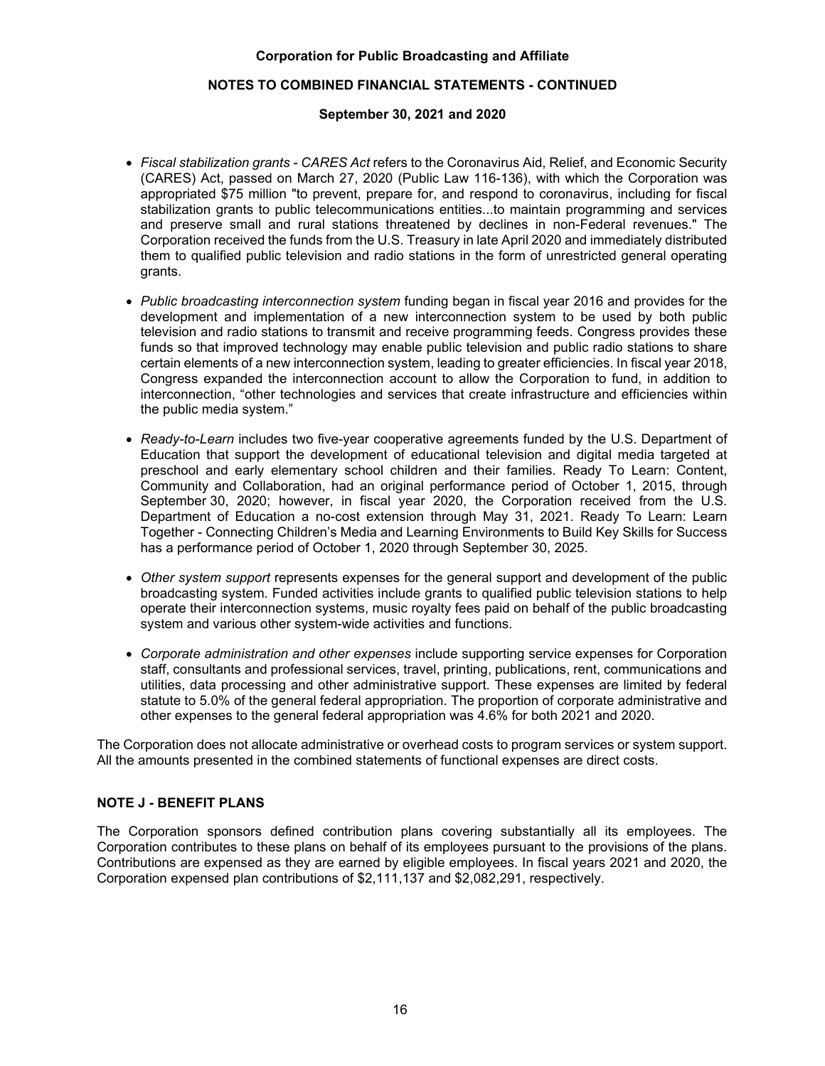- *Fiscal stabilization grants - CARES Act* refers to the Coronavirus Aid, Relief, and Economic Security (CARES) Act, passed on March 27, 2020 (Public Law 116-136), with which the Corporation was appropriated $75 million "to prevent, prepare for, and respond to coronavirus, including for fiscal stabilization grants to public telecommunications entities...to maintain programming and services and preserve small and rural stations threatened by declines in non-Federal revenues." The Corporation received the funds from the U.S. Treasury in late April 2020 and immediately distributed them to qualified public television and radio stations in the form of unrestricted general operating grants.

- *Public broadcasting interconnection system* funding began in fiscal year 2016 and provides for the development and implementation of a new interconnection system to be used by both public television and radio stations to transmit and receive programming feeds. Congress provides these funds so that improved technology may enable public television and public radio stations to share certain elements of a new interconnection system, leading to greater efficiencies. In fiscal year 2018, Congress expanded the interconnection account to allow the Corporation to fund, in addition to interconnection, "other technologies and services that create infrastructure and efficiencies within the public media system."

- *Ready-to-Learn* includes two five-year cooperative agreements funded by the U.S. Department of Education that support the development of educational television and digital media targeted at preschool and early elementary school children and their families. Ready To Learn: Content, Community and Collaboration, had an original performance period of October 1, 2015, through September 30, 2020; however, in fiscal year 2020, the Corporation received from the U.S. Department of Education a no-cost extension through May 31, 2021. Ready To Learn: Learn Together - Connecting Children's Media and Learning Environments to Build Key Skills for Success has a performance period of October 1, 2020 through September 30, 2025.

- *Other system support* represents expenses for the general support and development of the public broadcasting system. Funded activities include grants to qualified public television stations to help operate their interconnection systems, music royalty fees paid on behalf of the public broadcasting system and various other system-wide activities and functions.

- *Corporate administration and other expenses* include supporting service expenses for Corporation staff, consultants and professional services, travel, printing, publications, rent, communications and utilities, data processing and other administrative support. These expenses are limited by federal statute to 5.0% of the general federal appropriation. The proportion of corporate administrative and other expenses to the general federal appropriation was 4.6% for both 2021 and 2020.

The Corporation does not allocate administrative or overhead costs to program services or system support. All the amounts presented in the combined statements of functional expenses are direct costs.

## NOTE J - BENEFIT PLANS

The Corporation sponsors defined contribution plans covering substantially all its employees. The Corporation contributes to these plans on behalf of its employees pursuant to the provisions of the plans. Contributions are expensed as they are earned by eligible employees. In fiscal years 2021 and 2020, the Corporation expensed plan contributions of $2,111,137 and $2,082,291, respectively.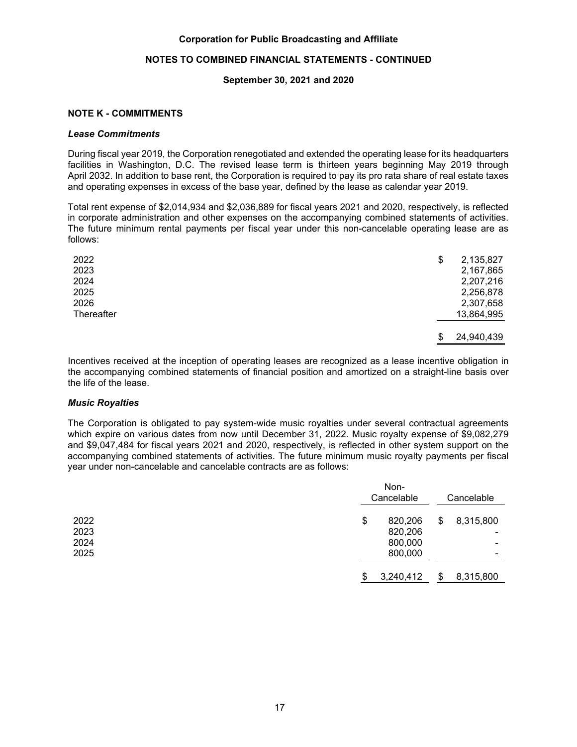Corporation for Public Broadcasting and Affiliate

NOTES TO COMBINED FINANCIAL STATEMENTS - CONTINUED

September 30, 2021 and 2020

## NOTE K - COMMITMENTS

### *Lease Commitments*

During fiscal year 2019, the Corporation renegotiated and extended the operating lease for its headquarters facilities in Washington, D.C. The revised lease term is thirteen years beginning May 2019 through April 2032. In addition to base rent, the Corporation is required to pay its pro rata share of real estate taxes and operating expenses in excess of the base year, defined by the lease as calendar year 2019.

Total rent expense of $2,014,934 and $2,036,889 for fiscal years 2021 and 2020, respectively, is reflected in corporate administration and other expenses on the accompanying combined statements of activities. The future minimum rental payments per fiscal year under this non-cancelable operating lease are as follows:

| | |
|---|---|
| 2022 | $ 2,135,827 |
| 2023 | 2,167,865 |
| 2024 | 2,207,216 |
| 2025 | 2,256,878 |
| 2026 | 2,307,658 |
| Thereafter | 13,864,995 |
| | $ 24,940,439 |

Incentives received at the inception of operating leases are recognized as a lease incentive obligation in the accompanying combined statements of financial position and amortized on a straight-line basis over the life of the lease.

### *Music Royalties*

The Corporation is obligated to pay system-wide music royalties under several contractual agreements which expire on various dates from now until December 31, 2022. Music royalty expense of $9,082,279 and $9,047,484 for fiscal years 2021 and 2020, respectively, is reflected in other system support on the accompanying combined statements of activities. The future minimum music royalty payments per fiscal year under non-cancelable and cancelable contracts are as follows:

| | Non-Cancelable | Cancelable |
|---|---|---|
| 2022 | $ 820,206 | $ 8,315,800 |
| 2023 | 820,206 | - |
| 2024 | 800,000 | - |
| 2025 | 800,000 | - |
| | $ 3,240,412 | $ 8,315,800 |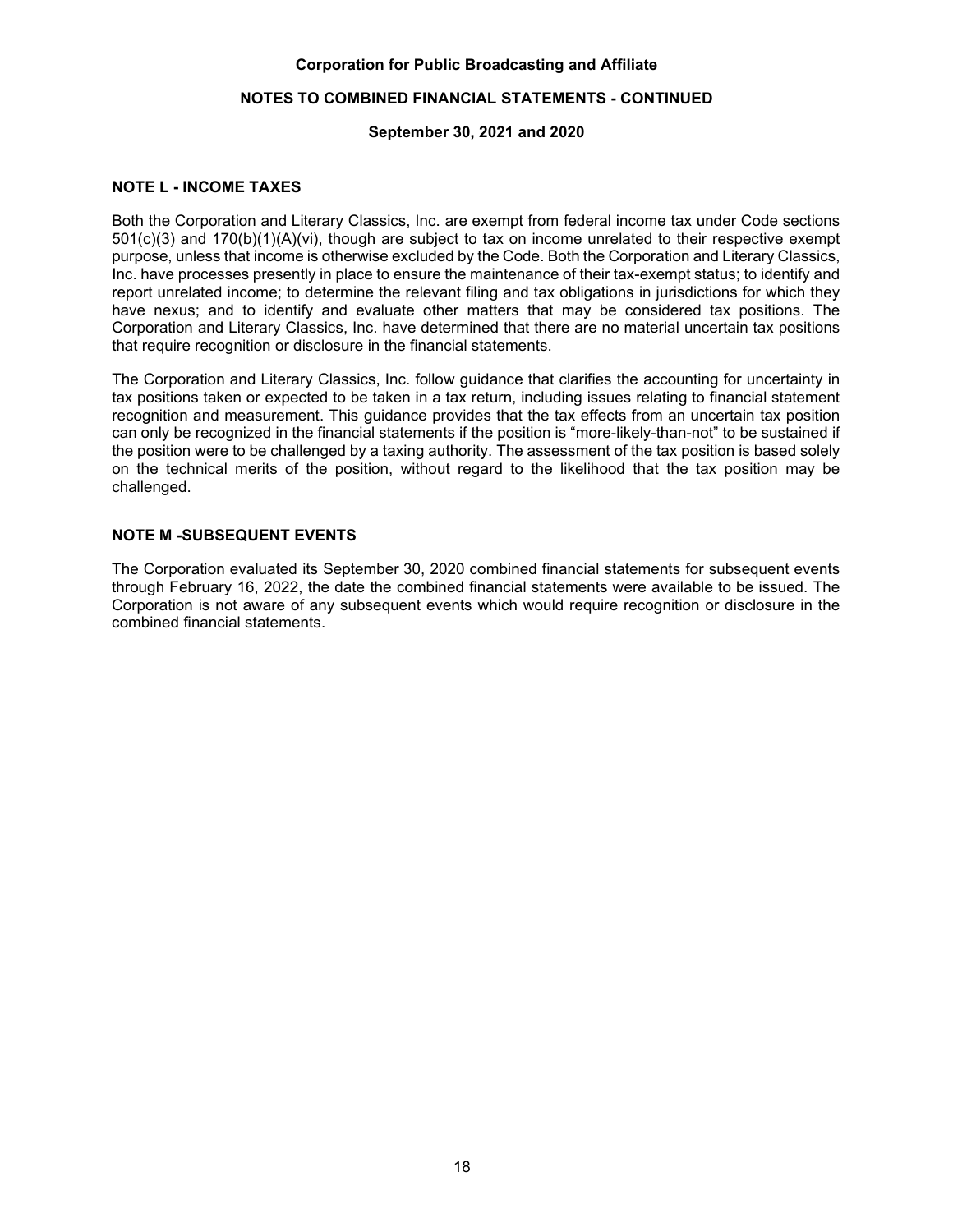## NOTE L - INCOME TAXES

Both the Corporation and Literary Classics, Inc. are exempt from federal income tax under Code sections 501(c)(3) and 170(b)(1)(A)(vi), though are subject to tax on income unrelated to their respective exempt purpose, unless that income is otherwise excluded by the Code. Both the Corporation and Literary Classics, Inc. have processes presently in place to ensure the maintenance of their tax-exempt status; to identify and report unrelated income; to determine the relevant filing and tax obligations in jurisdictions for which they have nexus; and to identify and evaluate other matters that may be considered tax positions. The Corporation and Literary Classics, Inc. have determined that there are no material uncertain tax positions that require recognition or disclosure in the financial statements.

The Corporation and Literary Classics, Inc. follow guidance that clarifies the accounting for uncertainty in tax positions taken or expected to be taken in a tax return, including issues relating to financial statement recognition and measurement. This guidance provides that the tax effects from an uncertain tax position can only be recognized in the financial statements if the position is "more-likely-than-not" to be sustained if the position were to be challenged by a taxing authority. The assessment of the tax position is based solely on the technical merits of the position, without regard to the likelihood that the tax position may be challenged.

## NOTE M -SUBSEQUENT EVENTS

The Corporation evaluated its September 30, 2020 combined financial statements for subsequent events through February 16, 2022, the date the combined financial statements were available to be issued. The Corporation is not aware of any subsequent events which would require recognition or disclosure in the combined financial statements.